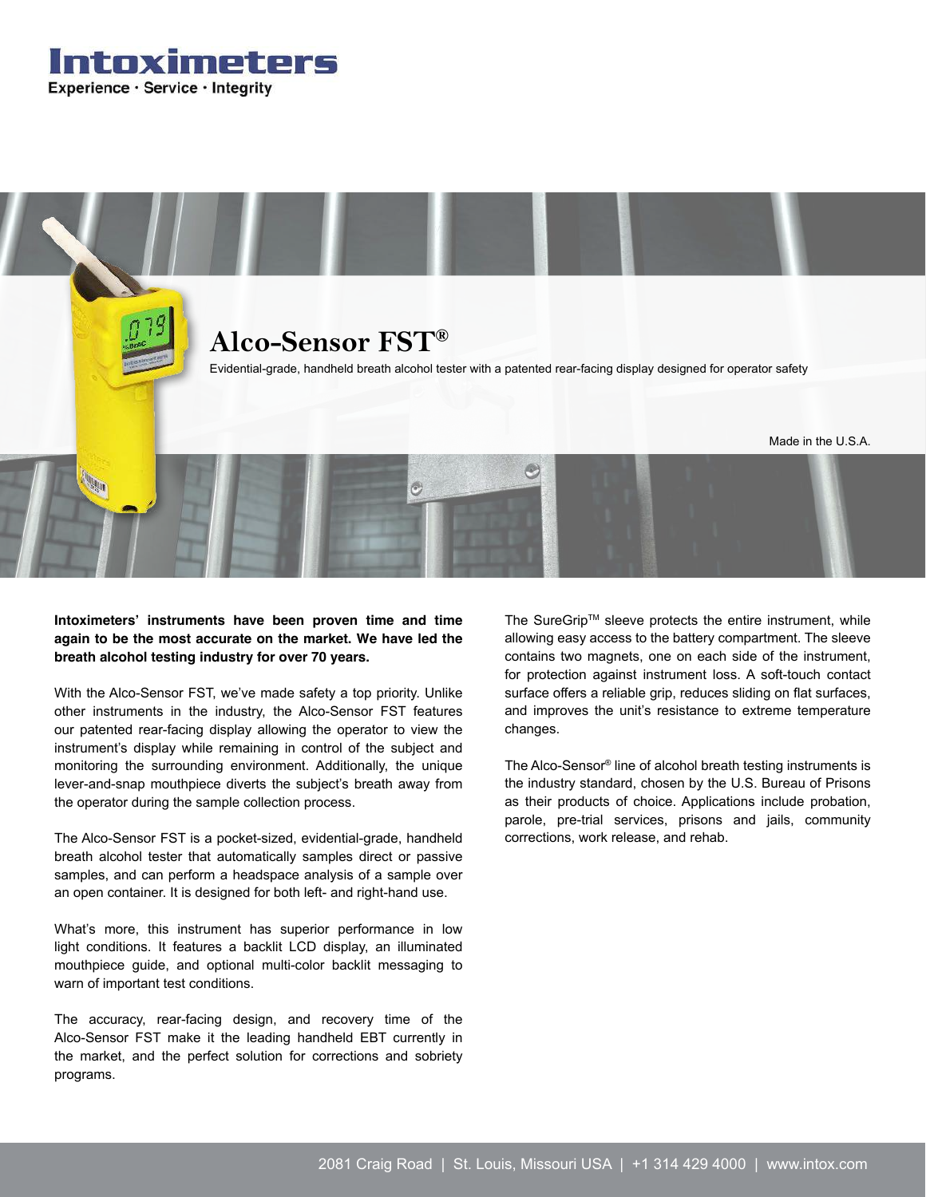# Intoximeters

Experience · Service · Integrity

## Alco-Sensor FST®

Evidential-grade, handheld breath alcohol tester with a patented rear-facing display designed for operator safety

Made in the U.S.A.

**Intoximeters' instruments have been proven time and time again to be the most accurate on the market. We have led the breath alcohol testing industry for over 70 years.**

With the Alco-Sensor FST, we've made safety a top priority. Unlike other instruments in the industry, the Alco-Sensor FST features our patented rear-facing display allowing the operator to view the instrument's display while remaining in control of the subject and monitoring the surrounding environment. Additionally, the unique lever-and-snap mouthpiece diverts the subject's breath away from the operator during the sample collection process.

The Alco-Sensor FST is a pocket-sized, evidential-grade, handheld breath alcohol tester that automatically samples direct or passive samples, and can perform a headspace analysis of a sample over an open container. It is designed for both left- and right-hand use.

What's more, this instrument has superior performance in low light conditions. It features a backlit LCD display, an illuminated mouthpiece guide, and optional multi-color backlit messaging to warn of important test conditions.

The accuracy, rear-facing design, and recovery time of the Alco-Sensor FST make it the leading handheld EBT currently in the market, and the perfect solution for corrections and sobriety programs.

The SureGrip™ sleeve protects the entire instrument, while allowing easy access to the battery compartment. The sleeve contains two magnets, one on each side of the instrument, for protection against instrument loss. A soft-touch contact surface offers a reliable grip, reduces sliding on flat surfaces, and improves the unit's resistance to extreme temperature changes.

The Alco-Sensor® line of alcohol breath testing instruments is the industry standard, chosen by the U.S. Bureau of Prisons as their products of choice. Applications include probation, parole, pre-trial services, prisons and jails, community corrections, work release, and rehab.

2081 Craig Road | St. Louis, Missouri USA | +1 314 429 4000 | www.intox.com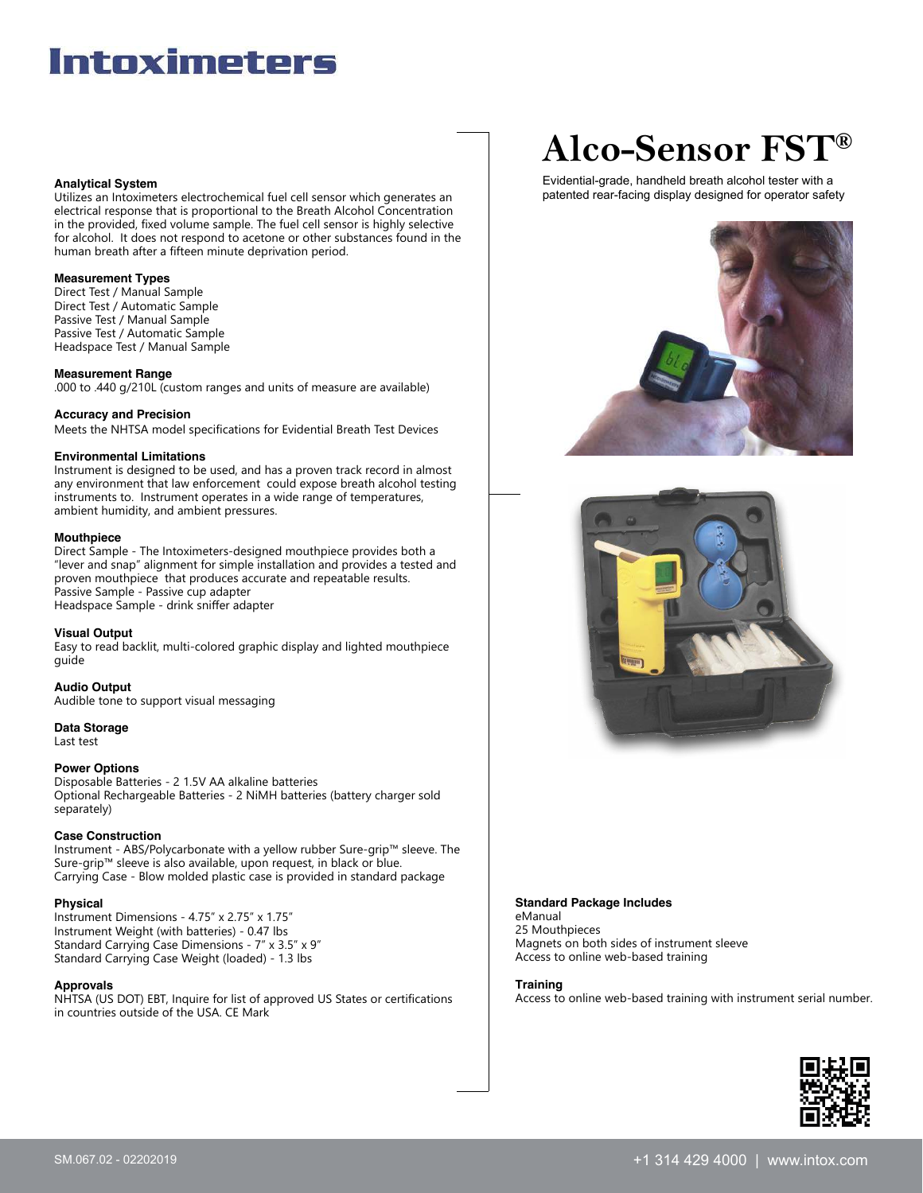# Alco-Sensor FST®

Evidential-grade, handheld breath alcohol tester with a patented rear-facing display designed for operator safety

**Analytical System**
Utilizes an Intoximeters electrochemical fuel cell sensor which generates an electrical response that is proportional to the Breath Alcohol Concentration in the provided, fixed volume sample. The fuel cell sensor is highly selective for alcohol. It does not respond to acetone or other substances found in the human breath after a fifteen minute deprivation period.

**Measurement Types**
Direct Test / Manual Sample
Direct Test / Automatic Sample
Passive Test / Manual Sample
Passive Test / Automatic Sample
Headspace Test / Manual Sample

**Measurement Range**
.000 to .440 g/210L (custom ranges and units of measure are available)

**Accuracy and Precision**
Meets the NHTSA model specifications for Evidential Breath Test Devices

**Environmental Limitations**
Instrument is designed to be used, and has a proven track record in almost any environment that law enforcement could expose breath alcohol testing instruments to. Instrument operates in a wide range of temperatures, ambient humidity, and ambient pressures.

**Mouthpiece**
Direct Sample - The Intoximeters-designed mouthpiece provides both a "lever and snap" alignment for simple installation and provides a tested and proven mouthpiece that produces accurate and repeatable results.
Passive Sample - Passive cup adapter
Headspace Sample - drink sniffer adapter

**Visual Output**
Easy to read backlit, multi-colored graphic display and lighted mouthpiece guide

**Audio Output**
Audible tone to support visual messaging

**Data Storage**
Last test

**Power Options**
Disposable Batteries - 2 1.5V AA alkaline batteries
Optional Rechargeable Batteries - 2 NiMH batteries (battery charger sold separately)

**Case Construction**
Instrument - ABS/Polycarbonate with a yellow rubber Sure-grip™ sleeve. The Sure-grip™ sleeve is also available, upon request, in black or blue.
Carrying Case - Blow molded plastic case is provided in standard package

**Physical**
Instrument Dimensions - 4.75" x 2.75" x 1.75"
Instrument Weight (with batteries) - 0.47 lbs
Standard Carrying Case Dimensions - 7" x 3.5" x 9"
Standard Carrying Case Weight (loaded) - 1.3 lbs

**Approvals**
NHTSA (US DOT) EBT, Inquire for list of approved US States or certifications in countries outside of the USA. CE Mark

**Standard Package Includes**
eManual
25 Mouthpieces
Magnets on both sides of instrument sleeve
Access to online web-based training

**Training**
Access to online web-based training with instrument serial number.

SM.067.02 - 02202019

+1 314 429 4000 | www.intox.com